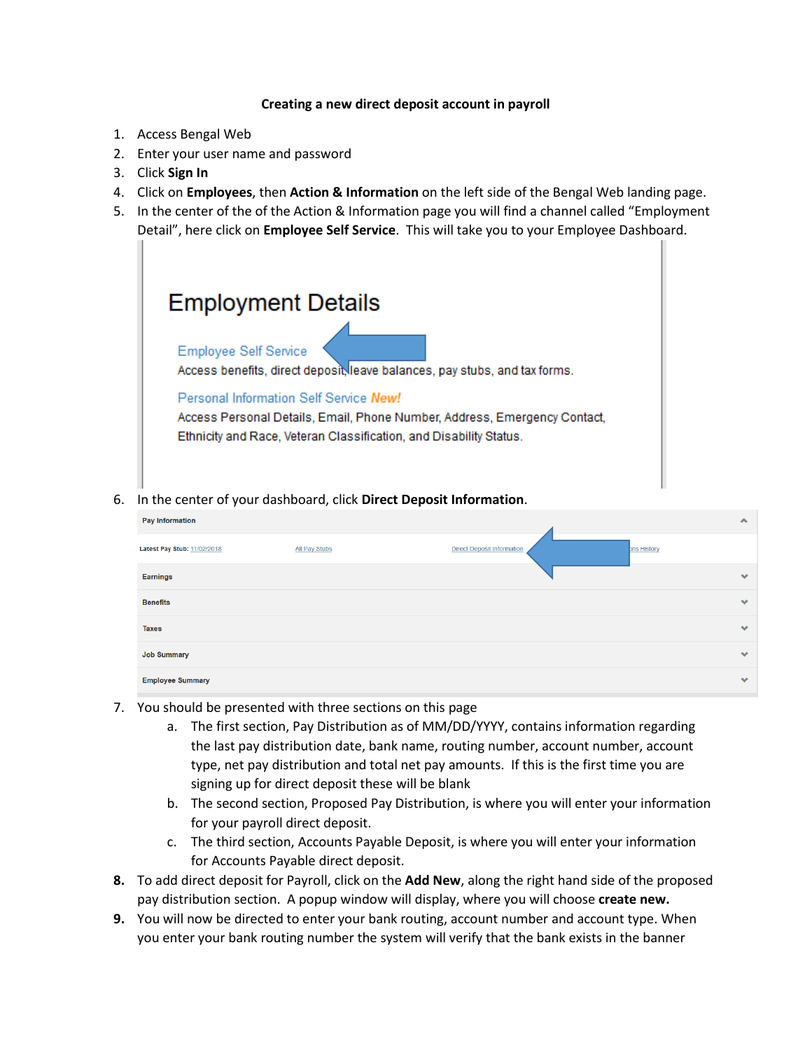**Creating a new direct deposit account in payroll**

1. Access Bengal Web
2. Enter your user name and password
3. Click **Sign In**
4. Click on **Employees**, then **Action & Information** on the left side of the Bengal Web landing page.
5. In the center of the of the Action & Information page you will find a channel called "Employment Detail", here click on **Employee Self Service**. This will take you to your Employee Dashboard.

   Employment Details

   Employee Self Service
   Access benefits, direct deposit, leave balances, pay stubs, and tax forms.

   Personal Information Self Service *New!*
   Access Personal Details, Email, Phone Number, Address, Emergency Contact, Ethnicity and Race, Veteran Classification, and Disability Status.

6. In the center of your dashboard, click **Direct Deposit Information**.

   Pay Information

   Latest Pay Stub: 11/02/2018 | All Pay Stubs | Direct Deposit Information | ons History

   Earnings

   Benefits

   Taxes

   Job Summary

   Employee Summary

7. You should be presented with three sections on this page
   a. The first section, Pay Distribution as of MM/DD/YYYY, contains information regarding the last pay distribution date, bank name, routing number, account number, account type, net pay distribution and total net pay amounts. If this is the first time you are signing up for direct deposit these will be blank
   b. The second section, Proposed Pay Distribution, is where you will enter your information for your payroll direct deposit.
   c. The third section, Accounts Payable Deposit, is where you will enter your information for Accounts Payable direct deposit.
8. To add direct deposit for Payroll, click on the **Add New**, along the right hand side of the proposed pay distribution section. A popup window will display, where you will choose **create new.**
9. You will now be directed to enter your bank routing, account number and account type. When you enter your bank routing number the system will verify that the bank exists in the banner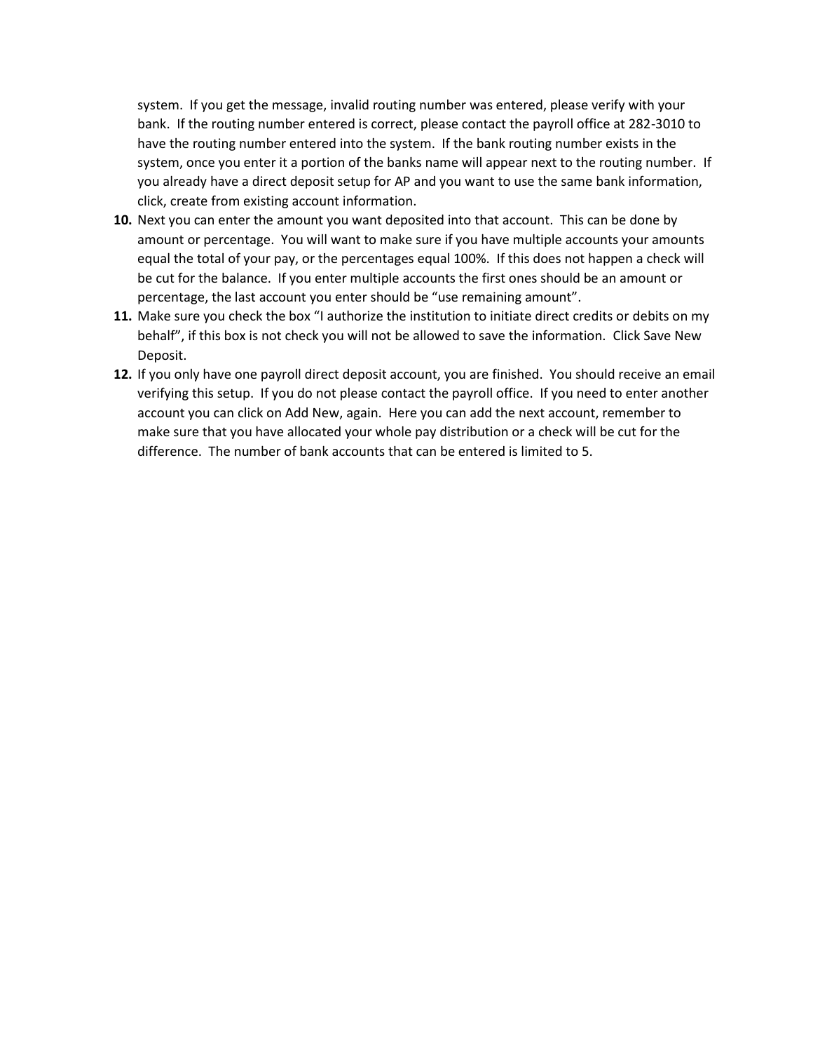system. If you get the message, invalid routing number was entered, please verify with your bank. If the routing number entered is correct, please contact the payroll office at 282-3010 to have the routing number entered into the system. If the bank routing number exists in the system, once you enter it a portion of the banks name will appear next to the routing number. If you already have a direct deposit setup for AP and you want to use the same bank information, click, create from existing account information.

10. Next you can enter the amount you want deposited into that account. This can be done by amount or percentage. You will want to make sure if you have multiple accounts your amounts equal the total of your pay, or the percentages equal 100%. If this does not happen a check will be cut for the balance. If you enter multiple accounts the first ones should be an amount or percentage, the last account you enter should be "use remaining amount".
11. Make sure you check the box "I authorize the institution to initiate direct credits or debits on my behalf", if this box is not check you will not be allowed to save the information. Click Save New Deposit.
12. If you only have one payroll direct deposit account, you are finished. You should receive an email verifying this setup. If you do not please contact the payroll office. If you need to enter another account you can click on Add New, again. Here you can add the next account, remember to make sure that you have allocated your whole pay distribution or a check will be cut for the difference. The number of bank accounts that can be entered is limited to 5.